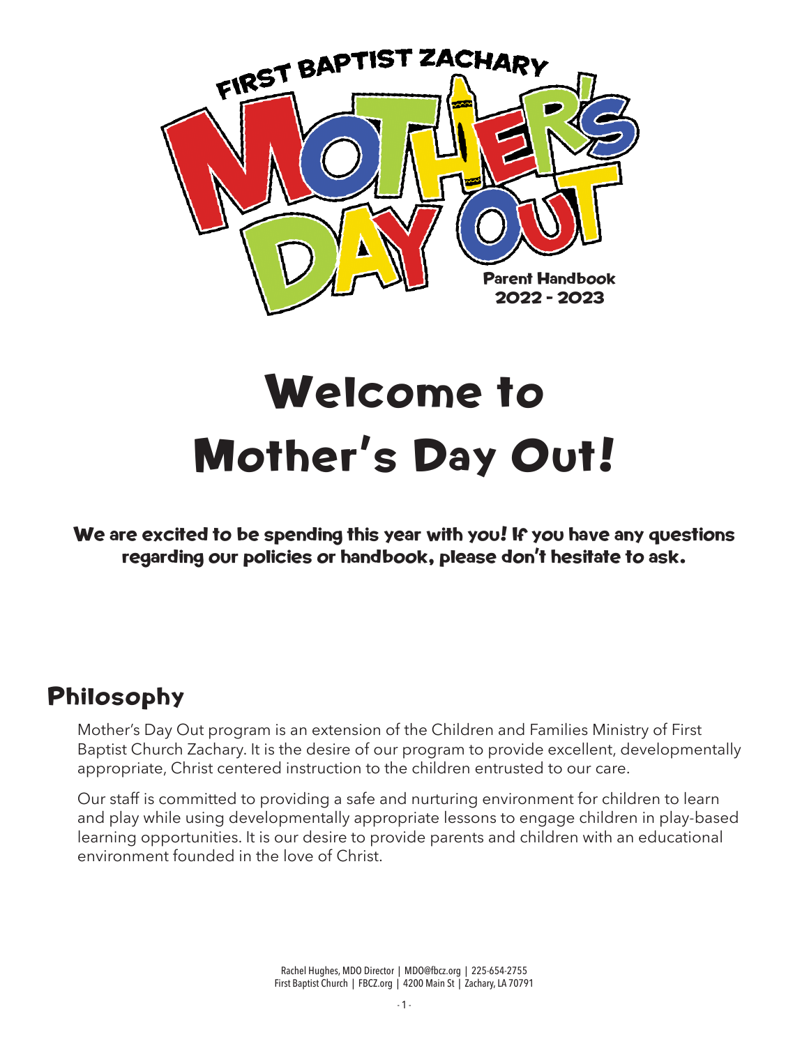FIRST BAPTIST ZACHARY

# MOTHER'S DAY OUT

Parent Handbook
2022 - 2023

# Welcome to Mother's Day Out!

**We are excited to be spending this year with you! If you have any questions regarding our policies or handbook, please don't hesitate to ask.**

## Philosophy

Mother's Day Out program is an extension of the Children and Families Ministry of First Baptist Church Zachary. It is the desire of our program to provide excellent, developmentally appropriate, Christ centered instruction to the children entrusted to our care.

Our staff is committed to providing a safe and nurturing environment for children to learn and play while using developmentally appropriate lessons to engage children in play-based learning opportunities. It is our desire to provide parents and children with an educational environment founded in the love of Christ.

Rachel Hughes, MDO Director | MDO@fbcz.org | 225-654-2755
First Baptist Church | FBCZ.org | 4200 Main St | Zachary, LA 70791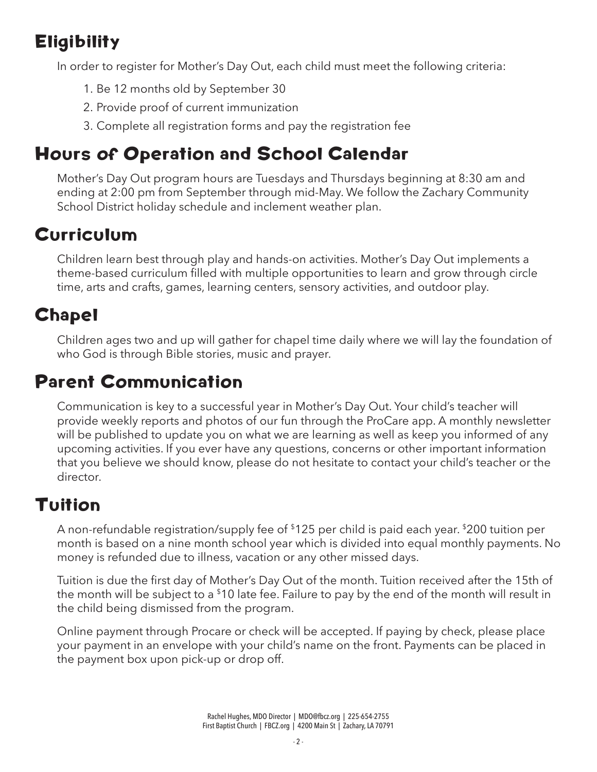## Eligibility

In order to register for Mother's Day Out, each child must meet the following criteria:

1. Be 12 months old by September 30
2. Provide proof of current immunization
3. Complete all registration forms and pay the registration fee

## Hours of Operation and School Calendar

Mother's Day Out program hours are Tuesdays and Thursdays beginning at 8:30 am and ending at 2:00 pm from September through mid-May. We follow the Zachary Community School District holiday schedule and inclement weather plan.

## Curriculum

Children learn best through play and hands-on activities. Mother's Day Out implements a theme-based curriculum filled with multiple opportunities to learn and grow through circle time, arts and crafts, games, learning centers, sensory activities, and outdoor play.

## Chapel

Children ages two and up will gather for chapel time daily where we will lay the foundation of who God is through Bible stories, music and prayer.

## Parent Communication

Communication is key to a successful year in Mother's Day Out. Your child's teacher will provide weekly reports and photos of our fun through the ProCare app. A monthly newsletter will be published to update you on what we are learning as well as keep you informed of any upcoming activities. If you ever have any questions, concerns or other important information that you believe we should know, please do not hesitate to contact your child's teacher or the director.

## Tuition

A non-refundable registration/supply fee of $125 per child is paid each year. $200 tuition per month is based on a nine month school year which is divided into equal monthly payments. No money is refunded due to illness, vacation or any other missed days.

Tuition is due the first day of Mother's Day Out of the month. Tuition received after the 15th of the month will be subject to a $10 late fee. Failure to pay by the end of the month will result in the child being dismissed from the program.

Online payment through Procare or check will be accepted. If paying by check, please place your payment in an envelope with your child's name on the front. Payments can be placed in the payment box upon pick-up or drop off.

Rachel Hughes, MDO Director | MDO@fbcz.org | 225-654-2755
First Baptist Church | FBCZ.org | 4200 Main St | Zachary, LA 70791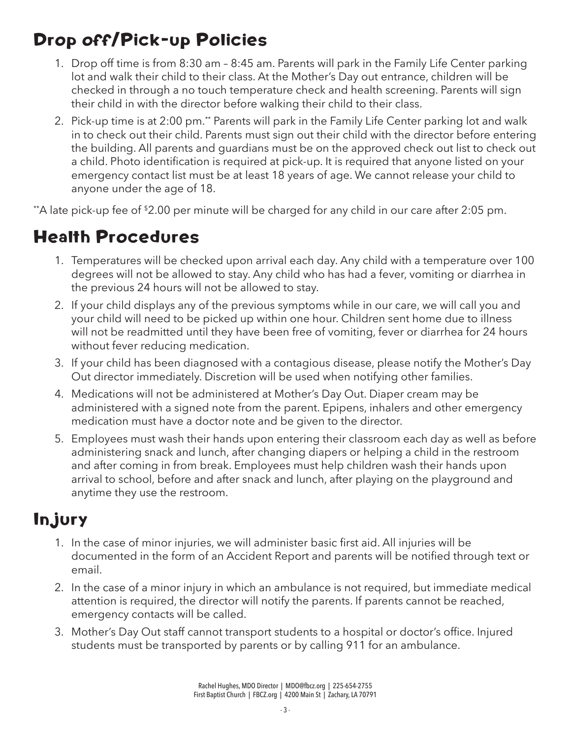# Drop off/Pick-up Policies

1. Drop off time is from 8:30 am – 8:45 am. Parents will park in the Family Life Center parking lot and walk their child to their class. At the Mother's Day out entrance, children will be checked in through a no touch temperature check and health screening. Parents will sign their child in with the director before walking their child to their class.
2. Pick-up time is at 2:00 pm.** Parents will park in the Family Life Center parking lot and walk in to check out their child. Parents must sign out their child with the director before entering the building. All parents and guardians must be on the approved check out list to check out a child. Photo identification is required at pick-up. It is required that anyone listed on your emergency contact list must be at least 18 years of age. We cannot release your child to anyone under the age of 18.

**A late pick-up fee of $2.00 per minute will be charged for any child in our care after 2:05 pm.

# Health Procedures

1. Temperatures will be checked upon arrival each day. Any child with a temperature over 100 degrees will not be allowed to stay. Any child who has had a fever, vomiting or diarrhea in the previous 24 hours will not be allowed to stay.
2. If your child displays any of the previous symptoms while in our care, we will call you and your child will need to be picked up within one hour. Children sent home due to illness will not be readmitted until they have been free of vomiting, fever or diarrhea for 24 hours without fever reducing medication.
3. If your child has been diagnosed with a contagious disease, please notify the Mother's Day Out director immediately. Discretion will be used when notifying other families.
4. Medications will not be administered at Mother's Day Out. Diaper cream may be administered with a signed note from the parent. Epipens, inhalers and other emergency medication must have a doctor note and be given to the director.
5. Employees must wash their hands upon entering their classroom each day as well as before administering snack and lunch, after changing diapers or helping a child in the restroom and after coming in from break. Employees must help children wash their hands upon arrival to school, before and after snack and lunch, after playing on the playground and anytime they use the restroom.

# Injury

1. In the case of minor injuries, we will administer basic first aid. All injuries will be documented in the form of an Accident Report and parents will be notified through text or email.
2. In the case of a minor injury in which an ambulance is not required, but immediate medical attention is required, the director will notify the parents. If parents cannot be reached, emergency contacts will be called.
3. Mother's Day Out staff cannot transport students to a hospital or doctor's office. Injured students must be transported by parents or by calling 911 for an ambulance.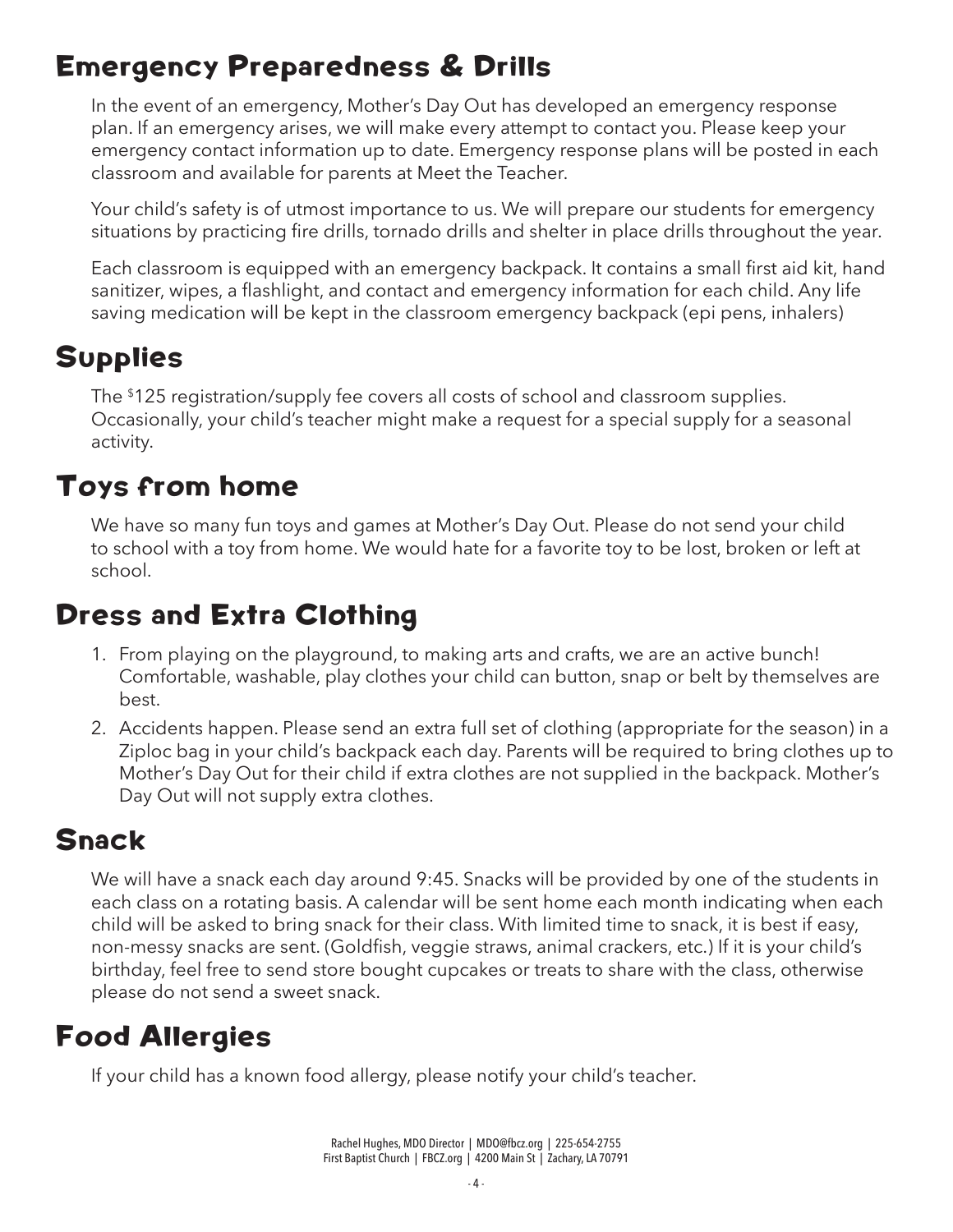## Emergency Preparedness & Drills

In the event of an emergency, Mother's Day Out has developed an emergency response plan. If an emergency arises, we will make every attempt to contact you. Please keep your emergency contact information up to date. Emergency response plans will be posted in each classroom and available for parents at Meet the Teacher.

Your child's safety is of utmost importance to us. We will prepare our students for emergency situations by practicing fire drills, tornado drills and shelter in place drills throughout the year.

Each classroom is equipped with an emergency backpack. It contains a small first aid kit, hand sanitizer, wipes, a flashlight, and contact and emergency information for each child. Any life saving medication will be kept in the classroom emergency backpack (epi pens, inhalers)

## Supplies

The $125 registration/supply fee covers all costs of school and classroom supplies. Occasionally, your child's teacher might make a request for a special supply for a seasonal activity.

## Toys from home

We have so many fun toys and games at Mother's Day Out. Please do not send your child to school with a toy from home. We would hate for a favorite toy to be lost, broken or left at school.

## Dress and Extra Clothing

1. From playing on the playground, to making arts and crafts, we are an active bunch! Comfortable, washable, play clothes your child can button, snap or belt by themselves are best.
2. Accidents happen. Please send an extra full set of clothing (appropriate for the season) in a Ziploc bag in your child's backpack each day. Parents will be required to bring clothes up to Mother's Day Out for their child if extra clothes are not supplied in the backpack. Mother's Day Out will not supply extra clothes.

## Snack

We will have a snack each day around 9:45. Snacks will be provided by one of the students in each class on a rotating basis. A calendar will be sent home each month indicating when each child will be asked to bring snack for their class. With limited time to snack, it is best if easy, non-messy snacks are sent. (Goldfish, veggie straws, animal crackers, etc.) If it is your child's birthday, feel free to send store bought cupcakes or treats to share with the class, otherwise please do not send a sweet snack.

## Food Allergies

If your child has a known food allergy, please notify your child's teacher.

Rachel Hughes, MDO Director | MDO@fbcz.org | 225-654-2755
First Baptist Church | FBCZ.org | 4200 Main St | Zachary, LA 70791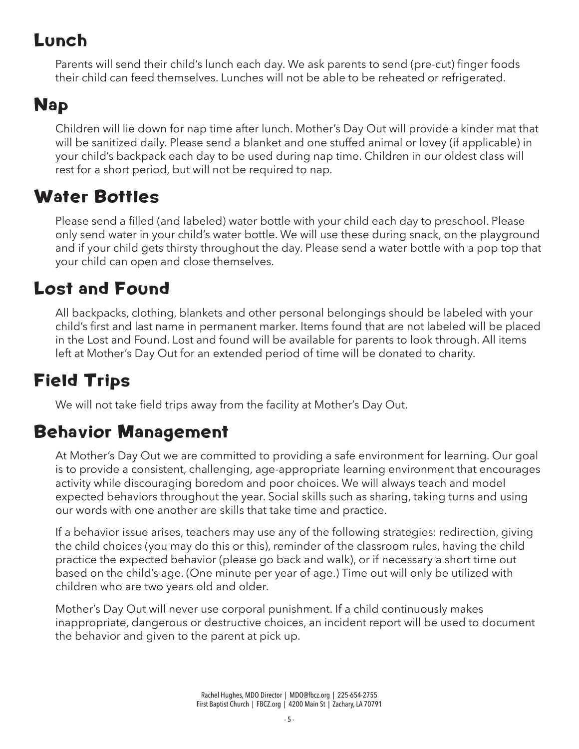## Lunch

Parents will send their child's lunch each day. We ask parents to send (pre-cut) finger foods their child can feed themselves. Lunches will not be able to be reheated or refrigerated.

## Nap

Children will lie down for nap time after lunch. Mother's Day Out will provide a kinder mat that will be sanitized daily. Please send a blanket and one stuffed animal or lovey (if applicable) in your child's backpack each day to be used during nap time. Children in our oldest class will rest for a short period, but will not be required to nap.

## Water Bottles

Please send a filled (and labeled) water bottle with your child each day to preschool. Please only send water in your child's water bottle. We will use these during snack, on the playground and if your child gets thirsty throughout the day. Please send a water bottle with a pop top that your child can open and close themselves.

## Lost and Found

All backpacks, clothing, blankets and other personal belongings should be labeled with your child's first and last name in permanent marker. Items found that are not labeled will be placed in the Lost and Found. Lost and found will be available for parents to look through. All items left at Mother's Day Out for an extended period of time will be donated to charity.

## Field Trips

We will not take field trips away from the facility at Mother's Day Out.

## Behavior Management

At Mother's Day Out we are committed to providing a safe environment for learning. Our goal is to provide a consistent, challenging, age-appropriate learning environment that encourages activity while discouraging boredom and poor choices. We will always teach and model expected behaviors throughout the year. Social skills such as sharing, taking turns and using our words with one another are skills that take time and practice.

If a behavior issue arises, teachers may use any of the following strategies: redirection, giving the child choices (you may do this or this), reminder of the classroom rules, having the child practice the expected behavior (please go back and walk), or if necessary a short time out based on the child's age. (One minute per year of age.) Time out will only be utilized with children who are two years old and older.

Mother's Day Out will never use corporal punishment. If a child continuously makes inappropriate, dangerous or destructive choices, an incident report will be used to document the behavior and given to the parent at pick up.

Rachel Hughes, MDO Director | MDO@fbcz.org | 225-654-2755
First Baptist Church | FBCZ.org | 4200 Main St | Zachary, LA 70791